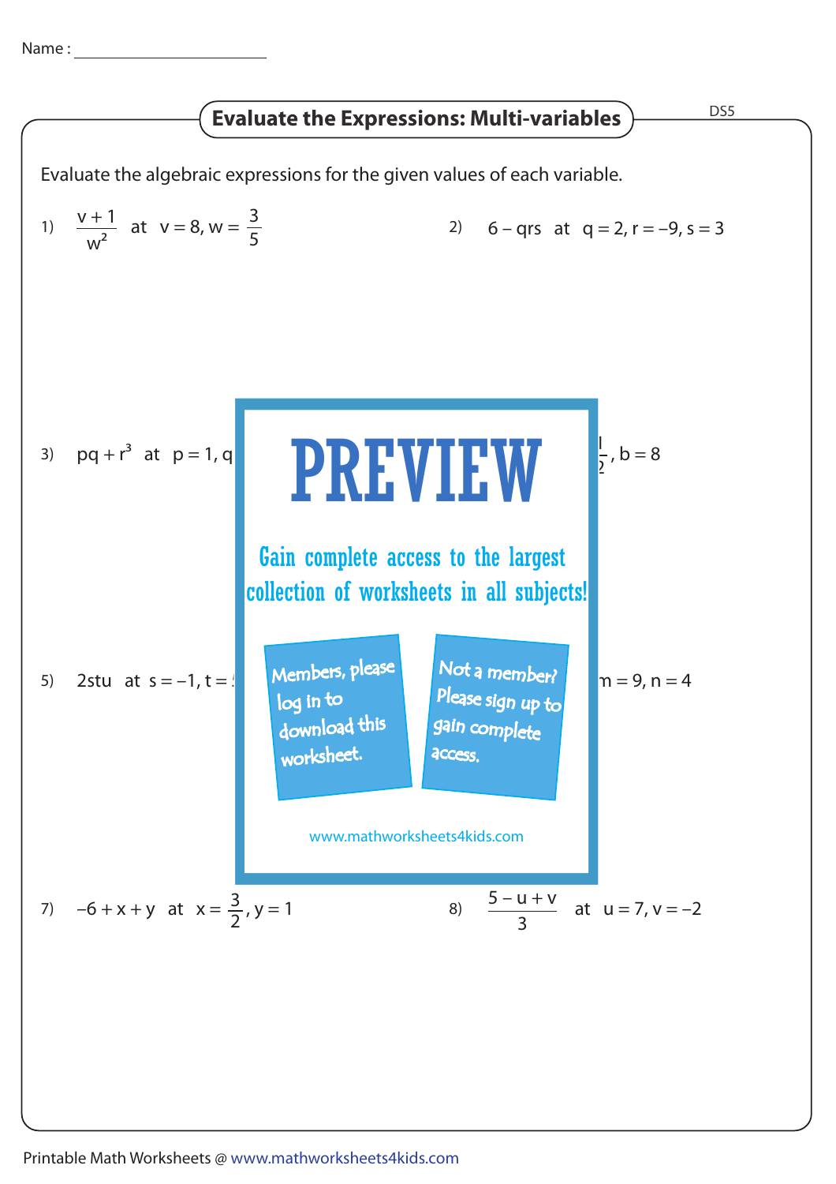Name : ______________________

## Evaluate the Expressions: Multi-variables

DS5

Evaluate the algebraic expressions for the given values of each variable.

1) $\dfrac{v + 1}{w^2}$ at $v = 8, w = \dfrac{3}{5}$

2) $6 - qrs$ at $q = 2, r = -9, s = 3$

3) $pq + r^3$ at $p = 1, q$

$\frac{1}{2}, b = 8$

**PREVIEW**

Gain complete access to the largest collection of worksheets in all subjects!

Members, please log in to download this worksheet.

Not a member? Please sign up to gain complete access.

www.mathworksheets4kids.com

5) $2stu$ at $s = -1, t =$

$m = 9, n = 4$

7) $-6 + x + y$ at $x = \dfrac{3}{2}, y = 1$

8) $\dfrac{5 - u + v}{3}$ at $u = 7, v = -2$

Printable Math Worksheets @ www.mathworksheets4kids.com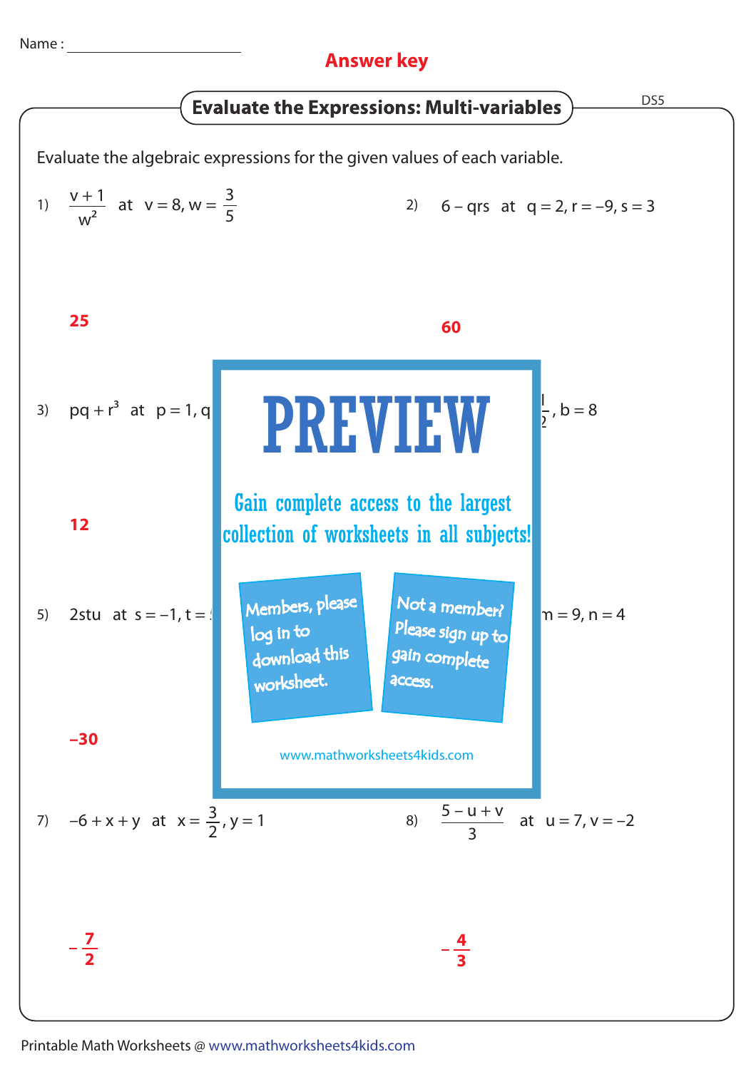Name : ____________________

**Answer key**

## Evaluate the Expressions: Multi-variables

DS5

Evaluate the algebraic expressions for the given values of each variable.

1) $\frac{v+1}{w^2}$ at $v = 8, w = \frac{3}{5}$

**25**

2) $6 - qrs$ at $q = 2, r = -9, s = 3$

**60**

3) $pq + r^3$ at $p = 1, q$

**12**

4) $\frac{1}{2}, b = 8$

5) $2stu$ at $s = -1, t =$

**–30**

6) $m = 9, n = 4$

PREVIEW

Gain complete access to the largest collection of worksheets in all subjects!

Members, please log in to download this worksheet.

Not a member? Please sign up to gain complete access.

www.mathworksheets4kids.com

7) $-6 + x + y$ at $x = \frac{3}{2}, y = 1$

$-\frac{7}{2}$

8) $\frac{5 - u + v}{3}$ at $u = 7, v = -2$

$-\frac{4}{3}$

Printable Math Worksheets @ www.mathworksheets4kids.com